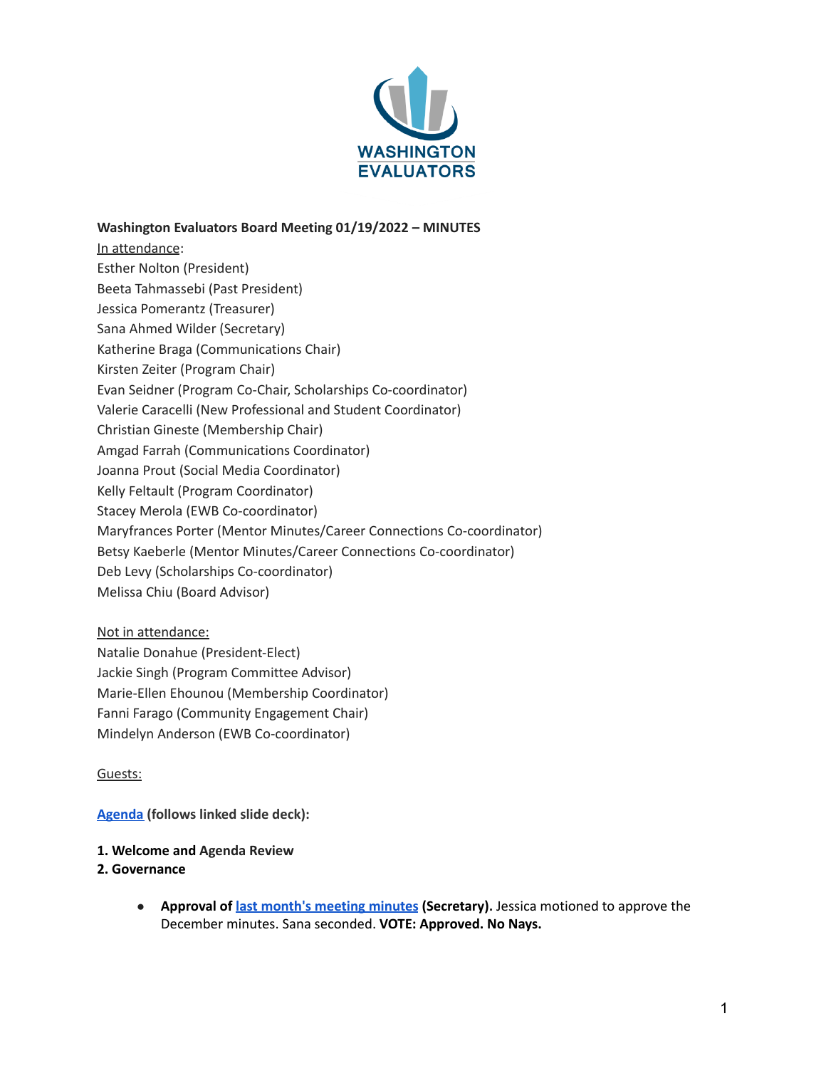**Washington Evaluators Board Meeting 01/19/2022 – MINUTES**

In attendance:

Esther Nolton (President)
Beeta Tahmassebi (Past President)
Jessica Pomerantz (Treasurer)
Sana Ahmed Wilder (Secretary)
Katherine Braga (Communications Chair)
Kirsten Zeiter (Program Chair)
Evan Seidner (Program Co-Chair, Scholarships Co-coordinator)
Valerie Caracelli (New Professional and Student Coordinator)
Christian Gineste (Membership Chair)
Amgad Farrah (Communications Coordinator)
Joanna Prout (Social Media Coordinator)
Kelly Feltault (Program Coordinator)
Stacey Merola (EWB Co-coordinator)
Maryfrances Porter (Mentor Minutes/Career Connections Co-coordinator)
Betsy Kaeberle (Mentor Minutes/Career Connections Co-coordinator)
Deb Levy (Scholarships Co-coordinator)
Melissa Chiu (Board Advisor)

Not in attendance:

Natalie Donahue (President-Elect)
Jackie Singh (Program Committee Advisor)
Marie-Ellen Ehounou (Membership Coordinator)
Fanni Farago (Community Engagement Chair)
Mindelyn Anderson (EWB Co-coordinator)

Guests:

**Agenda (follows linked slide deck):**

**1. Welcome and Agenda Review**

**2. Governance**

- **Approval of last month's meeting minutes (Secretary).** Jessica motioned to approve the December minutes. Sana seconded. **VOTE: Approved. No Nays.**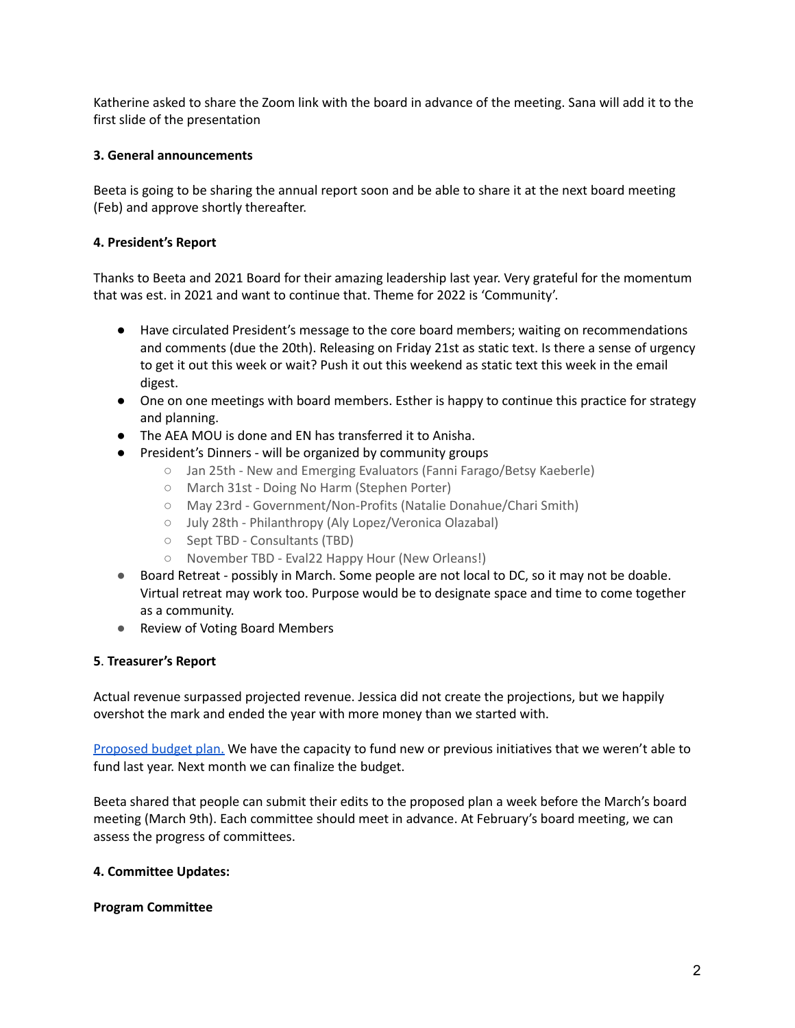Katherine asked to share the Zoom link with the board in advance of the meeting. Sana will add it to the first slide of the presentation

**3. General announcements**

Beeta is going to be sharing the annual report soon and be able to share it at the next board meeting (Feb) and approve shortly thereafter.

**4. President's Report**

Thanks to Beeta and 2021 Board for their amazing leadership last year. Very grateful for the momentum that was est. in 2021 and want to continue that. Theme for 2022 is 'Community'.

- Have circulated President's message to the core board members; waiting on recommendations and comments (due the 20th). Releasing on Friday 21st as static text. Is there a sense of urgency to get it out this week or wait? Push it out this weekend as static text this week in the email digest.
- One on one meetings with board members. Esther is happy to continue this practice for strategy and planning.
- The AEA MOU is done and EN has transferred it to Anisha.
- President's Dinners - will be organized by community groups
  - Jan 25th - New and Emerging Evaluators (Fanni Farago/Betsy Kaeberle)
  - March 31st - Doing No Harm (Stephen Porter)
  - May 23rd - Government/Non-Profits (Natalie Donahue/Chari Smith)
  - July 28th - Philanthropy (Aly Lopez/Veronica Olazabal)
  - Sept TBD - Consultants (TBD)
  - November TBD - Eval22 Happy Hour (New Orleans!)
- Board Retreat - possibly in March. Some people are not local to DC, so it may not be doable. Virtual retreat may work too. Purpose would be to designate space and time to come together as a community.
- Review of Voting Board Members

**5**. **Treasurer's Report**

Actual revenue surpassed projected revenue. Jessica did not create the projections, but we happily overshot the mark and ended the year with more money than we started with.

[Proposed budget plan.](#) We have the capacity to fund new or previous initiatives that we weren't able to fund last year. Next month we can finalize the budget.

Beeta shared that people can submit their edits to the proposed plan a week before the March's board meeting (March 9th). Each committee should meet in advance. At February's board meeting, we can assess the progress of committees.

**4. Committee Updates:**

**Program Committee**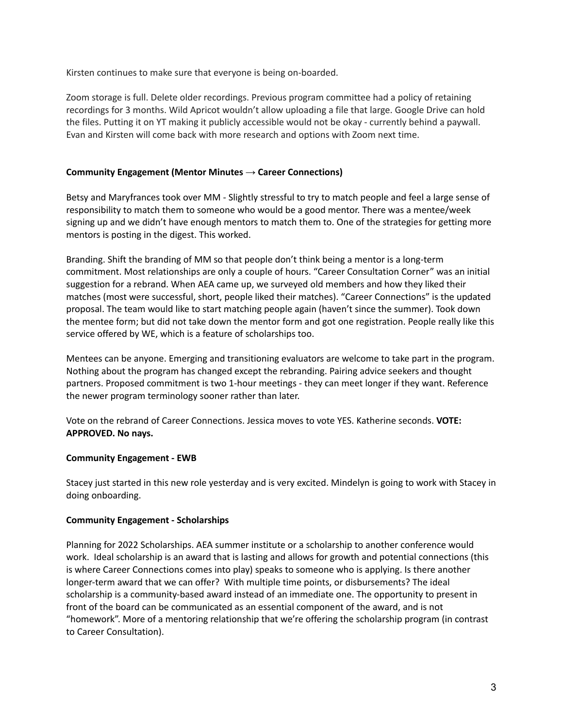Kirsten continues to make sure that everyone is being on-boarded.

Zoom storage is full. Delete older recordings. Previous program committee had a policy of retaining recordings for 3 months. Wild Apricot wouldn't allow uploading a file that large. Google Drive can hold the files. Putting it on YT making it publicly accessible would not be okay - currently behind a paywall. Evan and Kirsten will come back with more research and options with Zoom next time.

**Community Engagement (Mentor Minutes → Career Connections)**

Betsy and Maryfrances took over MM - Slightly stressful to try to match people and feel a large sense of responsibility to match them to someone who would be a good mentor. There was a mentee/week signing up and we didn't have enough mentors to match them to. One of the strategies for getting more mentors is posting in the digest. This worked.

Branding. Shift the branding of MM so that people don't think being a mentor is a long-term commitment. Most relationships are only a couple of hours. "Career Consultation Corner" was an initial suggestion for a rebrand. When AEA came up, we surveyed old members and how they liked their matches (most were successful, short, people liked their matches). "Career Connections" is the updated proposal. The team would like to start matching people again (haven't since the summer). Took down the mentee form; but did not take down the mentor form and got one registration. People really like this service offered by WE, which is a feature of scholarships too.

Mentees can be anyone. Emerging and transitioning evaluators are welcome to take part in the program. Nothing about the program has changed except the rebranding. Pairing advice seekers and thought partners. Proposed commitment is two 1-hour meetings - they can meet longer if they want. Reference the newer program terminology sooner rather than later.

Vote on the rebrand of Career Connections. Jessica moves to vote YES. Katherine seconds. **VOTE: APPROVED. No nays.**

**Community Engagement - EWB**

Stacey just started in this new role yesterday and is very excited. Mindelyn is going to work with Stacey in doing onboarding.

**Community Engagement - Scholarships**

Planning for 2022 Scholarships. AEA summer institute or a scholarship to another conference would work. Ideal scholarship is an award that is lasting and allows for growth and potential connections (this is where Career Connections comes into play) speaks to someone who is applying. Is there another longer-term award that we can offer? With multiple time points, or disbursements? The ideal scholarship is a community-based award instead of an immediate one. The opportunity to present in front of the board can be communicated as an essential component of the award, and is not "homework". More of a mentoring relationship that we're offering the scholarship program (in contrast to Career Consultation).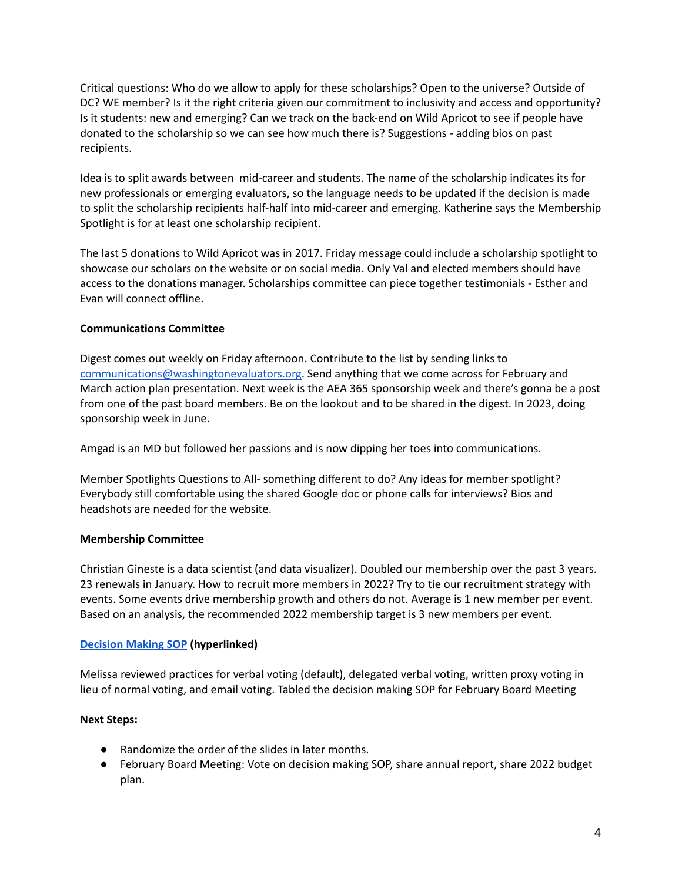Critical questions: Who do we allow to apply for these scholarships? Open to the universe? Outside of DC? WE member? Is it the right criteria given our commitment to inclusivity and access and opportunity? Is it students: new and emerging? Can we track on the back-end on Wild Apricot to see if people have donated to the scholarship so we can see how much there is? Suggestions - adding bios on past recipients.

Idea is to split awards between  mid-career and students. The name of the scholarship indicates its for new professionals or emerging evaluators, so the language needs to be updated if the decision is made to split the scholarship recipients half-half into mid-career and emerging. Katherine says the Membership Spotlight is for at least one scholarship recipient.

The last 5 donations to Wild Apricot was in 2017. Friday message could include a scholarship spotlight to showcase our scholars on the website or on social media. Only Val and elected members should have access to the donations manager. Scholarships committee can piece together testimonials - Esther and Evan will connect offline.

**Communications Committee**

Digest comes out weekly on Friday afternoon. Contribute to the list by sending links to [communications@washingtonevaluators.org](mailto:communications@washingtonevaluators.org). Send anything that we come across for February and March action plan presentation. Next week is the AEA 365 sponsorship week and there's gonna be a post from one of the past board members. Be on the lookout and to be shared in the digest. In 2023, doing sponsorship week in June.

Amgad is an MD but followed her passions and is now dipping her toes into communications.

Member Spotlights Questions to All- something different to do? Any ideas for member spotlight? Everybody still comfortable using the shared Google doc or phone calls for interviews? Bios and headshots are needed for the website.

**Membership Committee**

Christian Gineste is a data scientist (and data visualizer). Doubled our membership over the past 3 years. 23 renewals in January. How to recruit more members in 2022? Try to tie our recruitment strategy with events. Some events drive membership growth and others do not. Average is 1 new member per event. Based on an analysis, the recommended 2022 membership target is 3 new members per event.

**Decision Making SOP (hyperlinked)**

Melissa reviewed practices for verbal voting (default), delegated verbal voting, written proxy voting in lieu of normal voting, and email voting. Tabled the decision making SOP for February Board Meeting

**Next Steps:**

- Randomize the order of the slides in later months.
- February Board Meeting: Vote on decision making SOP, share annual report, share 2022 budget plan.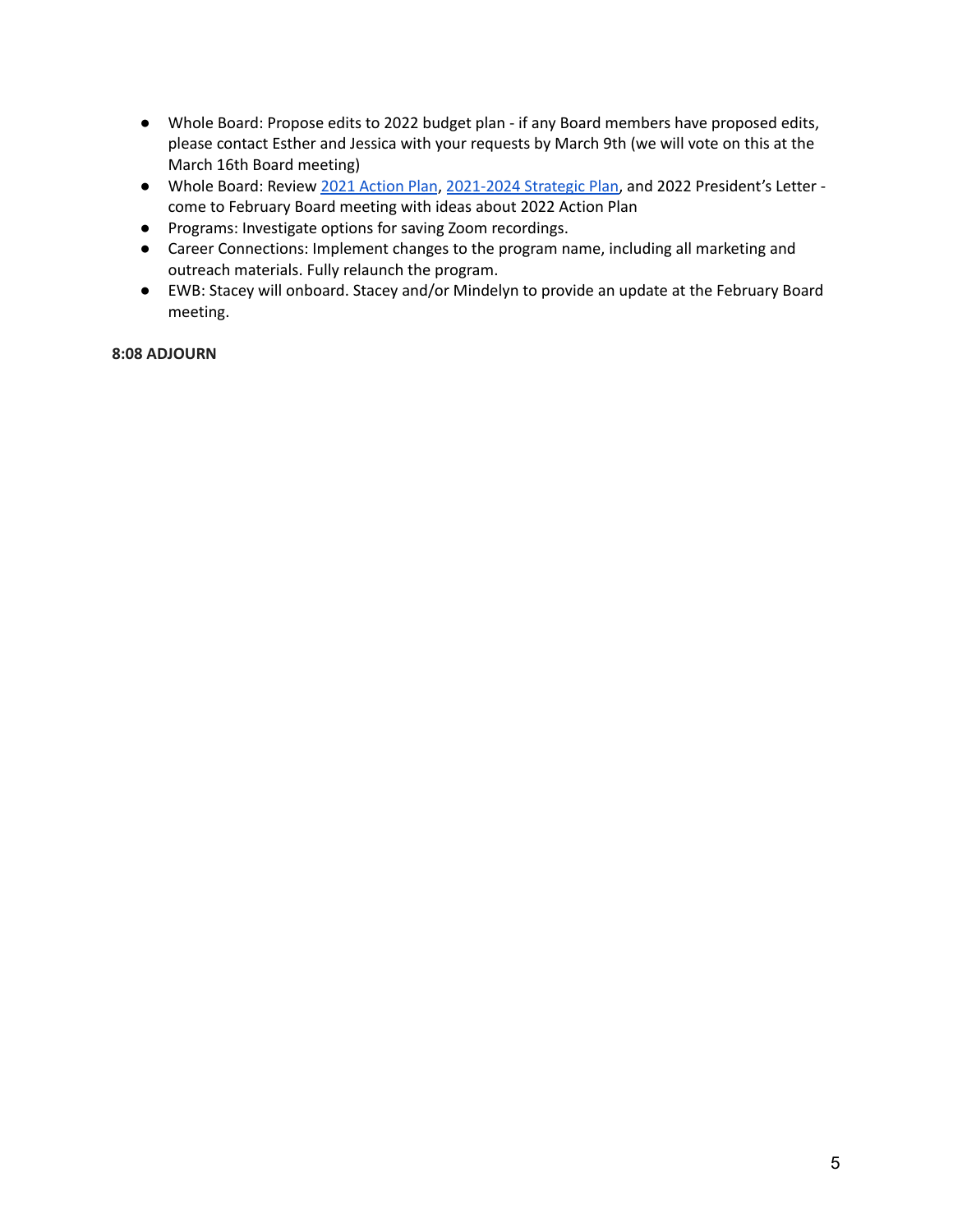- Whole Board: Propose edits to 2022 budget plan - if any Board members have proposed edits, please contact Esther and Jessica with your requests by March 9th (we will vote on this at the March 16th Board meeting)
- Whole Board: Review 2021 Action Plan, 2021-2024 Strategic Plan, and 2022 President's Letter - come to February Board meeting with ideas about 2022 Action Plan
- Programs: Investigate options for saving Zoom recordings.
- Career Connections: Implement changes to the program name, including all marketing and outreach materials. Fully relaunch the program.
- EWB: Stacey will onboard. Stacey and/or Mindelyn to provide an update at the February Board meeting.

**8:08 ADJOURN**